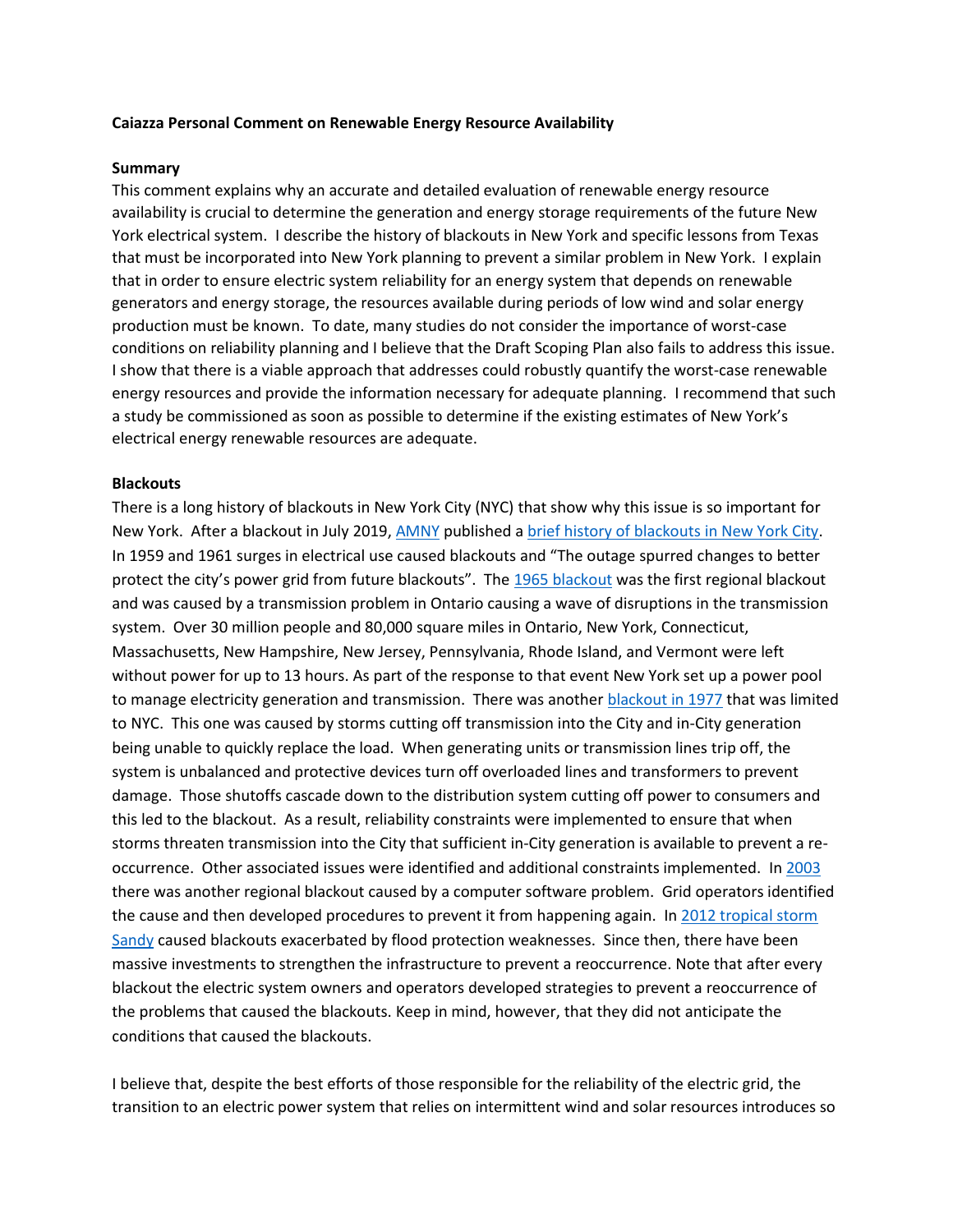**Caiazza Personal Comment on Renewable Energy Resource Availability**

**Summary**

This comment explains why an accurate and detailed evaluation of renewable energy resource availability is crucial to determine the generation and energy storage requirements of the future New York electrical system. I describe the history of blackouts in New York and specific lessons from Texas that must be incorporated into New York planning to prevent a similar problem in New York. I explain that in order to ensure electric system reliability for an energy system that depends on renewable generators and energy storage, the resources available during periods of low wind and solar energy production must be known. To date, many studies do not consider the importance of worst-case conditions on reliability planning and I believe that the Draft Scoping Plan also fails to address this issue. I show that there is a viable approach that addresses could robustly quantify the worst-case renewable energy resources and provide the information necessary for adequate planning. I recommend that such a study be commissioned as soon as possible to determine if the existing estimates of New York's electrical energy renewable resources are adequate.

**Blackouts**

There is a long history of blackouts in New York City (NYC) that show why this issue is so important for New York. After a blackout in July 2019, AMNY published a brief history of blackouts in New York City. In 1959 and 1961 surges in electrical use caused blackouts and "The outage spurred changes to better protect the city's power grid from future blackouts". The 1965 blackout was the first regional blackout and was caused by a transmission problem in Ontario causing a wave of disruptions in the transmission system. Over 30 million people and 80,000 square miles in Ontario, New York, Connecticut, Massachusetts, New Hampshire, New Jersey, Pennsylvania, Rhode Island, and Vermont were left without power for up to 13 hours. As part of the response to that event New York set up a power pool to manage electricity generation and transmission. There was another blackout in 1977 that was limited to NYC. This one was caused by storms cutting off transmission into the City and in-City generation being unable to quickly replace the load. When generating units or transmission lines trip off, the system is unbalanced and protective devices turn off overloaded lines and transformers to prevent damage. Those shutoffs cascade down to the distribution system cutting off power to consumers and this led to the blackout. As a result, reliability constraints were implemented to ensure that when storms threaten transmission into the City that sufficient in-City generation is available to prevent a re-occurrence. Other associated issues were identified and additional constraints implemented. In 2003 there was another regional blackout caused by a computer software problem. Grid operators identified the cause and then developed procedures to prevent it from happening again. In 2012 tropical storm Sandy caused blackouts exacerbated by flood protection weaknesses. Since then, there have been massive investments to strengthen the infrastructure to prevent a reoccurrence. Note that after every blackout the electric system owners and operators developed strategies to prevent a reoccurrence of the problems that caused the blackouts. Keep in mind, however, that they did not anticipate the conditions that caused the blackouts.

I believe that, despite the best efforts of those responsible for the reliability of the electric grid, the transition to an electric power system that relies on intermittent wind and solar resources introduces so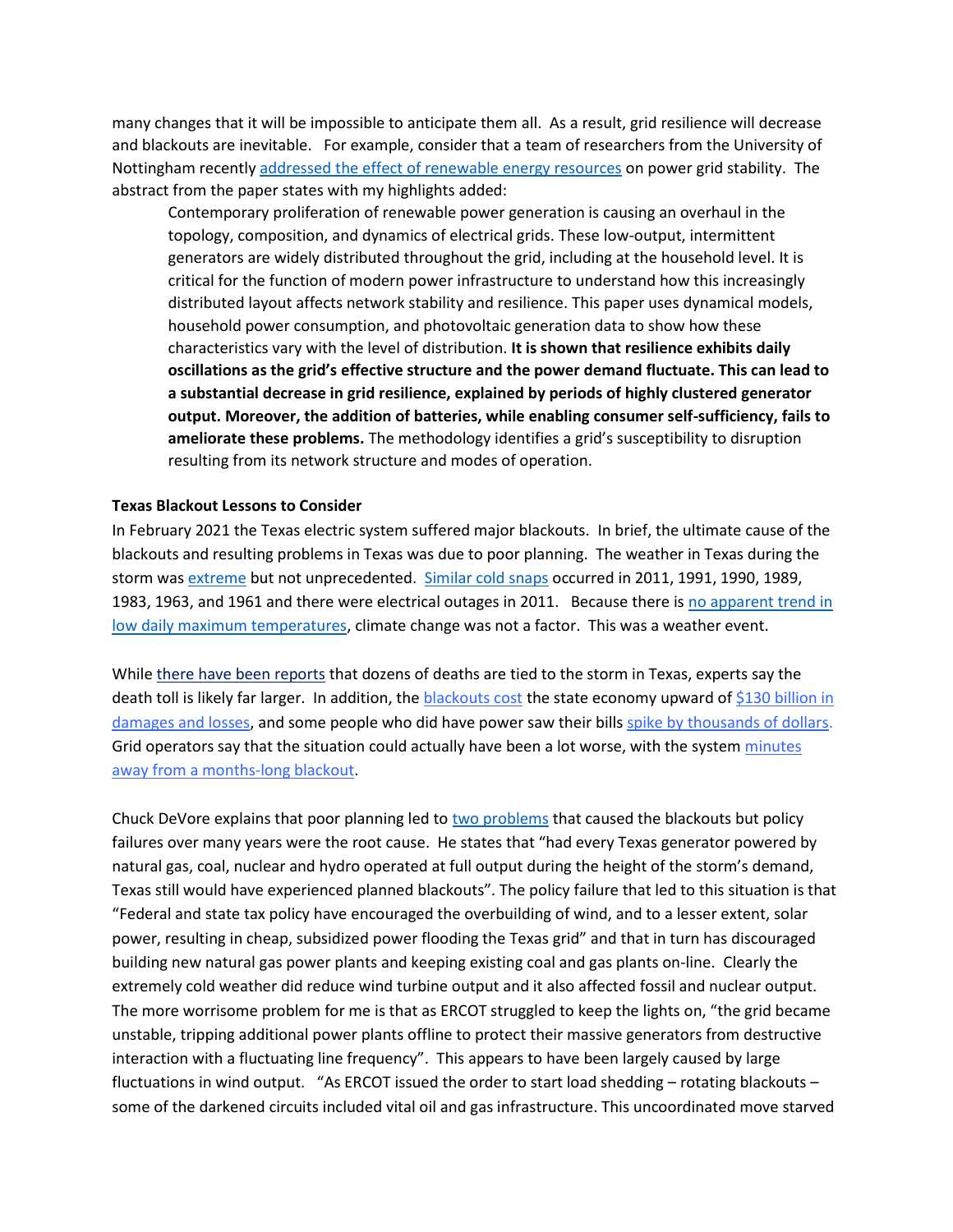many changes that it will be impossible to anticipate them all. As a result, grid resilience will decrease and blackouts are inevitable. For example, consider that a team of researchers from the University of Nottingham recently addressed the effect of renewable energy resources on power grid stability. The abstract from the paper states with my highlights added:

> Contemporary proliferation of renewable power generation is causing an overhaul in the topology, composition, and dynamics of electrical grids. These low-output, intermittent generators are widely distributed throughout the grid, including at the household level. It is critical for the function of modern power infrastructure to understand how this increasingly distributed layout affects network stability and resilience. This paper uses dynamical models, household power consumption, and photovoltaic generation data to show how these characteristics vary with the level of distribution. **It is shown that resilience exhibits daily oscillations as the grid's effective structure and the power demand fluctuate. This can lead to a substantial decrease in grid resilience, explained by periods of highly clustered generator output. Moreover, the addition of batteries, while enabling consumer self-sufficiency, fails to ameliorate these problems.** The methodology identifies a grid's susceptibility to disruption resulting from its network structure and modes of operation.

**Texas Blackout Lessons to Consider**

In February 2021 the Texas electric system suffered major blackouts. In brief, the ultimate cause of the blackouts and resulting problems in Texas was due to poor planning. The weather in Texas during the storm was extreme but not unprecedented. Similar cold snaps occurred in 2011, 1991, 1990, 1989, 1983, 1963, and 1961 and there were electrical outages in 2011. Because there is no apparent trend in low daily maximum temperatures, climate change was not a factor. This was a weather event.

While there have been reports that dozens of deaths are tied to the storm in Texas, experts say the death toll is likely far larger. In addition, the blackouts cost the state economy upward of $130 billion in damages and losses, and some people who did have power saw their bills spike by thousands of dollars. Grid operators say that the situation could actually have been a lot worse, with the system minutes away from a months-long blackout.

Chuck DeVore explains that poor planning led to two problems that caused the blackouts but policy failures over many years were the root cause. He states that "had every Texas generator powered by natural gas, coal, nuclear and hydro operated at full output during the height of the storm's demand, Texas still would have experienced planned blackouts". The policy failure that led to this situation is that "Federal and state tax policy have encouraged the overbuilding of wind, and to a lesser extent, solar power, resulting in cheap, subsidized power flooding the Texas grid" and that in turn has discouraged building new natural gas power plants and keeping existing coal and gas plants on-line. Clearly the extremely cold weather did reduce wind turbine output and it also affected fossil and nuclear output. The more worrisome problem for me is that as ERCOT struggled to keep the lights on, "the grid became unstable, tripping additional power plants offline to protect their massive generators from destructive interaction with a fluctuating line frequency". This appears to have been largely caused by large fluctuations in wind output. "As ERCOT issued the order to start load shedding – rotating blackouts – some of the darkened circuits included vital oil and gas infrastructure. This uncoordinated move starved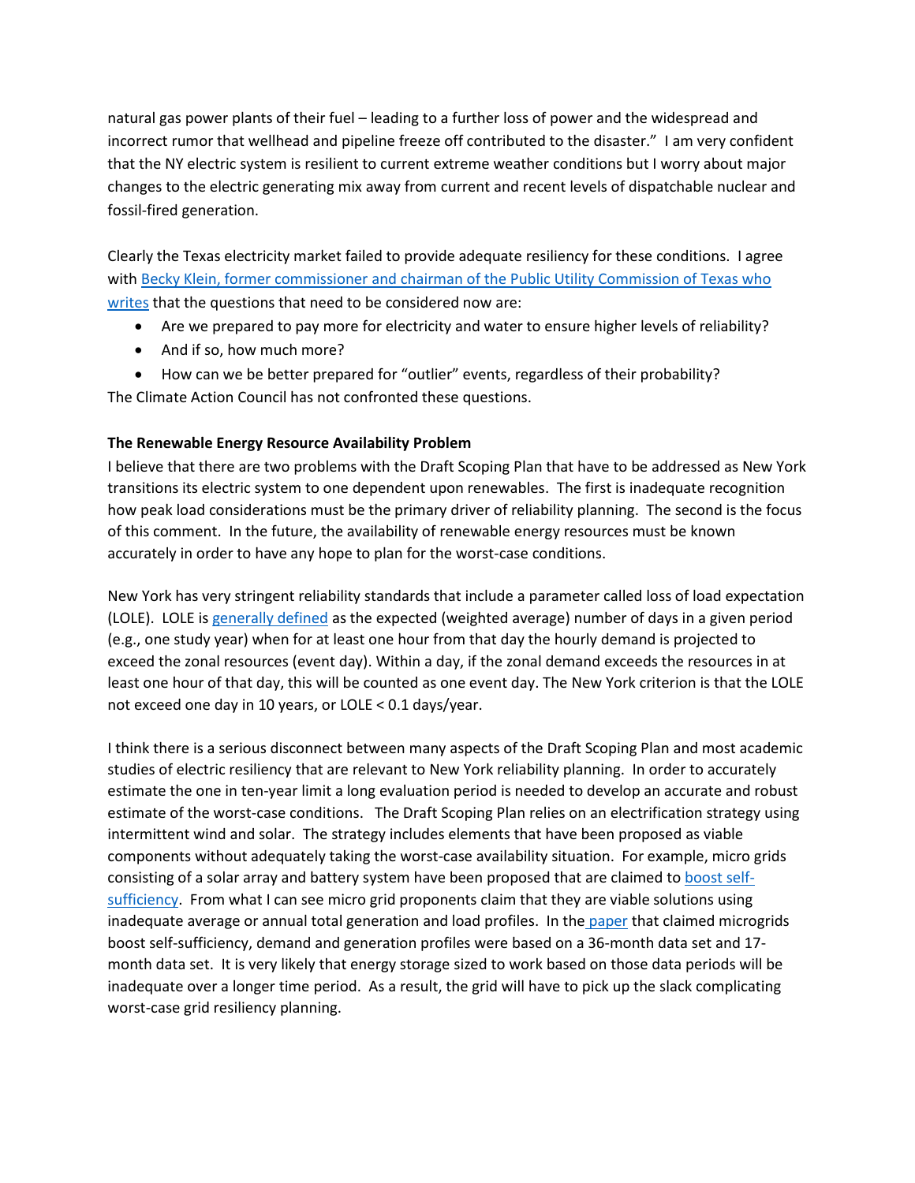natural gas power plants of their fuel – leading to a further loss of power and the widespread and incorrect rumor that wellhead and pipeline freeze off contributed to the disaster." I am very confident that the NY electric system is resilient to current extreme weather conditions but I worry about major changes to the electric generating mix away from current and recent levels of dispatchable nuclear and fossil-fired generation.

Clearly the Texas electricity market failed to provide adequate resiliency for these conditions. I agree with [Becky Klein, former commissioner and chairman of the Public Utility Commission of Texas who writes]() that the questions that need to be considered now are:

- Are we prepared to pay more for electricity and water to ensure higher levels of reliability?
- And if so, how much more?
- How can we be better prepared for "outlier" events, regardless of their probability?

The Climate Action Council has not confronted these questions.

**The Renewable Energy Resource Availability Problem**

I believe that there are two problems with the Draft Scoping Plan that have to be addressed as New York transitions its electric system to one dependent upon renewables. The first is inadequate recognition how peak load considerations must be the primary driver of reliability planning. The second is the focus of this comment. In the future, the availability of renewable energy resources must be known accurately in order to have any hope to plan for the worst-case conditions.

New York has very stringent reliability standards that include a parameter called loss of load expectation (LOLE). LOLE is [generally defined]() as the expected (weighted average) number of days in a given period (e.g., one study year) when for at least one hour from that day the hourly demand is projected to exceed the zonal resources (event day). Within a day, if the zonal demand exceeds the resources in at least one hour of that day, this will be counted as one event day. The New York criterion is that the LOLE not exceed one day in 10 years, or LOLE < 0.1 days/year.

I think there is a serious disconnect between many aspects of the Draft Scoping Plan and most academic studies of electric resiliency that are relevant to New York reliability planning. In order to accurately estimate the one in ten-year limit a long evaluation period is needed to develop an accurate and robust estimate of the worst-case conditions. The Draft Scoping Plan relies on an electrification strategy using intermittent wind and solar. The strategy includes elements that have been proposed as viable components without adequately taking the worst-case availability situation. For example, micro grids consisting of a solar array and battery system have been proposed that are claimed to [boost self-sufficiency](). From what I can see micro grid proponents claim that they are viable solutions using inadequate average or annual total generation and load profiles. In the [paper]() that claimed microgrids boost self-sufficiency, demand and generation profiles were based on a 36-month data set and 17-month data set. It is very likely that energy storage sized to work based on those data periods will be inadequate over a longer time period. As a result, the grid will have to pick up the slack complicating worst-case grid resiliency planning.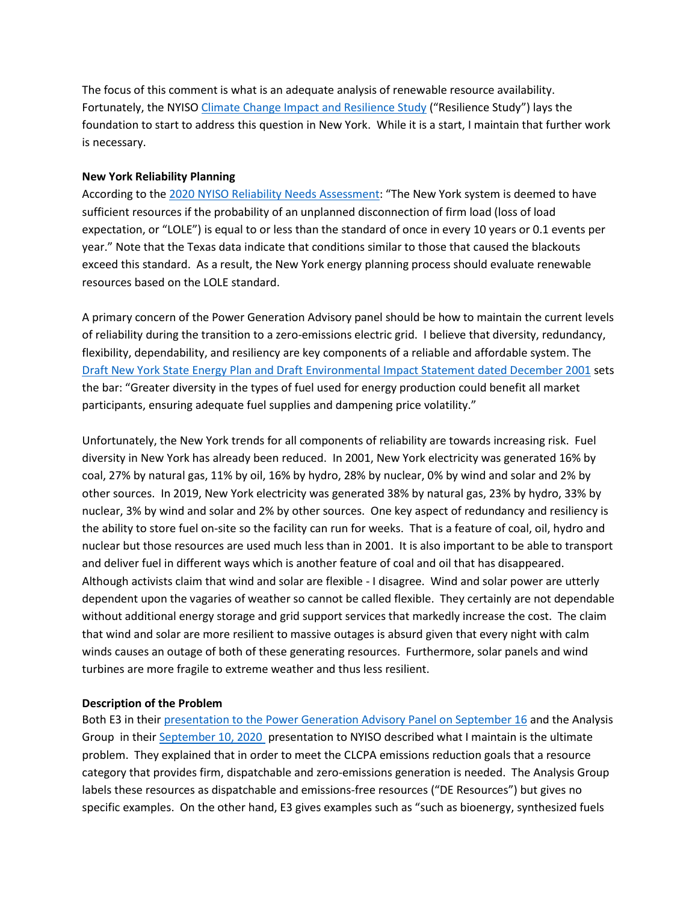The focus of this comment is what is an adequate analysis of renewable resource availability. Fortunately, the NYISO Climate Change Impact and Resilience Study ("Resilience Study") lays the foundation to start to address this question in New York. While it is a start, I maintain that further work is necessary.

**New York Reliability Planning**

According to the 2020 NYISO Reliability Needs Assessment: "The New York system is deemed to have sufficient resources if the probability of an unplanned disconnection of firm load (loss of load expectation, or "LOLE") is equal to or less than the standard of once in every 10 years or 0.1 events per year." Note that the Texas data indicate that conditions similar to those that caused the blackouts exceed this standard. As a result, the New York energy planning process should evaluate renewable resources based on the LOLE standard.

A primary concern of the Power Generation Advisory panel should be how to maintain the current levels of reliability during the transition to a zero-emissions electric grid. I believe that diversity, redundancy, flexibility, dependability, and resiliency are key components of a reliable and affordable system. The Draft New York State Energy Plan and Draft Environmental Impact Statement dated December 2001 sets the bar: "Greater diversity in the types of fuel used for energy production could benefit all market participants, ensuring adequate fuel supplies and dampening price volatility."

Unfortunately, the New York trends for all components of reliability are towards increasing risk. Fuel diversity in New York has already been reduced. In 2001, New York electricity was generated 16% by coal, 27% by natural gas, 11% by oil, 16% by hydro, 28% by nuclear, 0% by wind and solar and 2% by other sources. In 2019, New York electricity was generated 38% by natural gas, 23% by hydro, 33% by nuclear, 3% by wind and solar and 2% by other sources. One key aspect of redundancy and resiliency is the ability to store fuel on-site so the facility can run for weeks. That is a feature of coal, oil, hydro and nuclear but those resources are used much less than in 2001. It is also important to be able to transport and deliver fuel in different ways which is another feature of coal and oil that has disappeared. Although activists claim that wind and solar are flexible - I disagree. Wind and solar power are utterly dependent upon the vagaries of weather so cannot be called flexible. They certainly are not dependable without additional energy storage and grid support services that markedly increase the cost. The claim that wind and solar are more resilient to massive outages is absurd given that every night with calm winds causes an outage of both of these generating resources. Furthermore, solar panels and wind turbines are more fragile to extreme weather and thus less resilient.

**Description of the Problem**

Both E3 in their presentation to the Power Generation Advisory Panel on September 16 and the Analysis Group in their September 10, 2020 presentation to NYISO described what I maintain is the ultimate problem. They explained that in order to meet the CLCPA emissions reduction goals that a resource category that provides firm, dispatchable and zero-emissions generation is needed. The Analysis Group labels these resources as dispatchable and emissions-free resources ("DE Resources") but gives no specific examples. On the other hand, E3 gives examples such as "such as bioenergy, synthesized fuels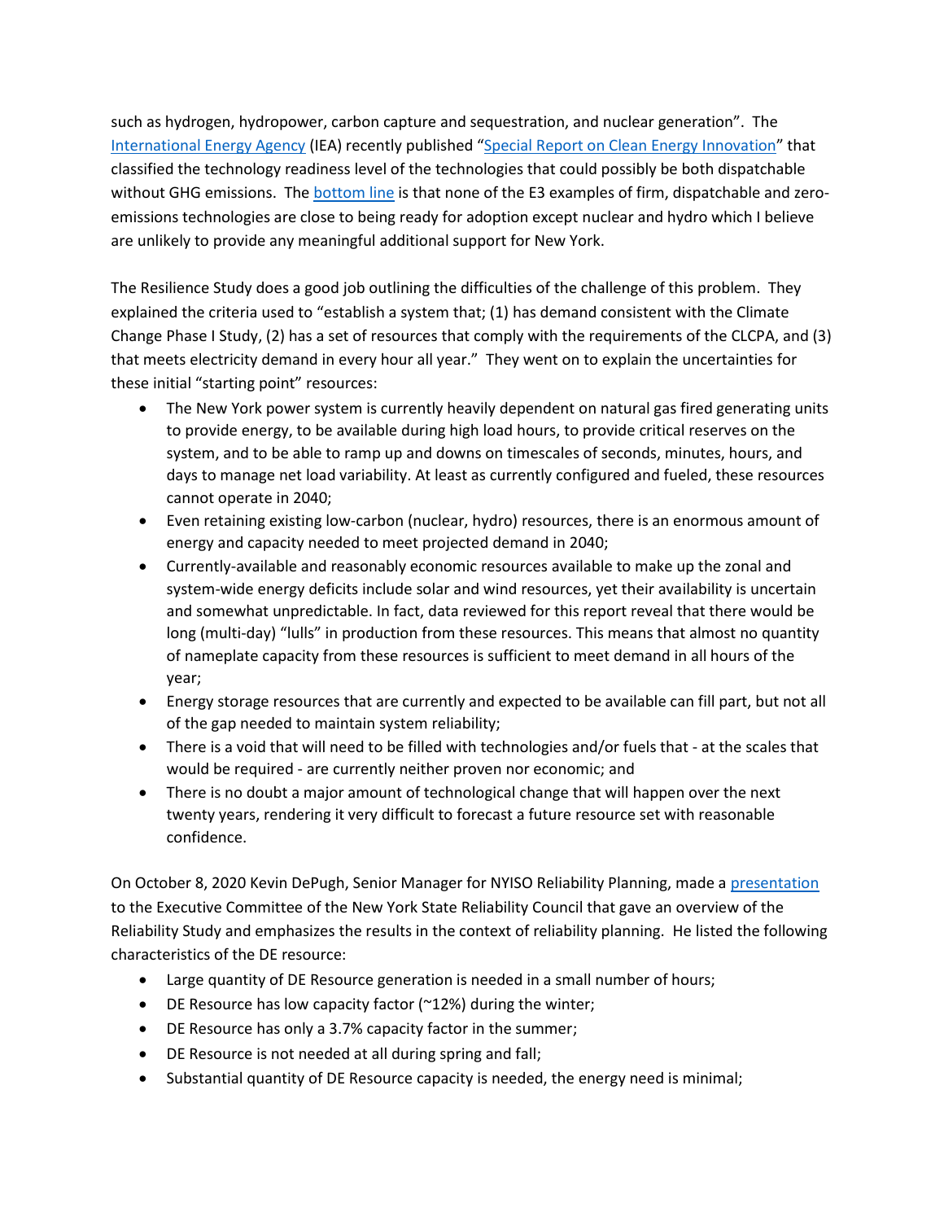such as hydrogen, hydropower, carbon capture and sequestration, and nuclear generation". The International Energy Agency (IEA) recently published "Special Report on Clean Energy Innovation" that classified the technology readiness level of the technologies that could possibly be both dispatchable without GHG emissions. The bottom line is that none of the E3 examples of firm, dispatchable and zero-emissions technologies are close to being ready for adoption except nuclear and hydro which I believe are unlikely to provide any meaningful additional support for New York.

The Resilience Study does a good job outlining the difficulties of the challenge of this problem. They explained the criteria used to "establish a system that; (1) has demand consistent with the Climate Change Phase I Study, (2) has a set of resources that comply with the requirements of the CLCPA, and (3) that meets electricity demand in every hour all year." They went on to explain the uncertainties for these initial "starting point" resources:

- The New York power system is currently heavily dependent on natural gas fired generating units to provide energy, to be available during high load hours, to provide critical reserves on the system, and to be able to ramp up and downs on timescales of seconds, minutes, hours, and days to manage net load variability. At least as currently configured and fueled, these resources cannot operate in 2040;
- Even retaining existing low-carbon (nuclear, hydro) resources, there is an enormous amount of energy and capacity needed to meet projected demand in 2040;
- Currently-available and reasonably economic resources available to make up the zonal and system-wide energy deficits include solar and wind resources, yet their availability is uncertain and somewhat unpredictable. In fact, data reviewed for this report reveal that there would be long (multi-day) "lulls" in production from these resources. This means that almost no quantity of nameplate capacity from these resources is sufficient to meet demand in all hours of the year;
- Energy storage resources that are currently and expected to be available can fill part, but not all of the gap needed to maintain system reliability;
- There is a void that will need to be filled with technologies and/or fuels that - at the scales that would be required - are currently neither proven nor economic; and
- There is no doubt a major amount of technological change that will happen over the next twenty years, rendering it very difficult to forecast a future resource set with reasonable confidence.

On October 8, 2020 Kevin DePugh, Senior Manager for NYISO Reliability Planning, made a presentation to the Executive Committee of the New York State Reliability Council that gave an overview of the Reliability Study and emphasizes the results in the context of reliability planning. He listed the following characteristics of the DE resource:

- Large quantity of DE Resource generation is needed in a small number of hours;
- DE Resource has low capacity factor (~12%) during the winter;
- DE Resource has only a 3.7% capacity factor in the summer;
- DE Resource is not needed at all during spring and fall;
- Substantial quantity of DE Resource capacity is needed, the energy need is minimal;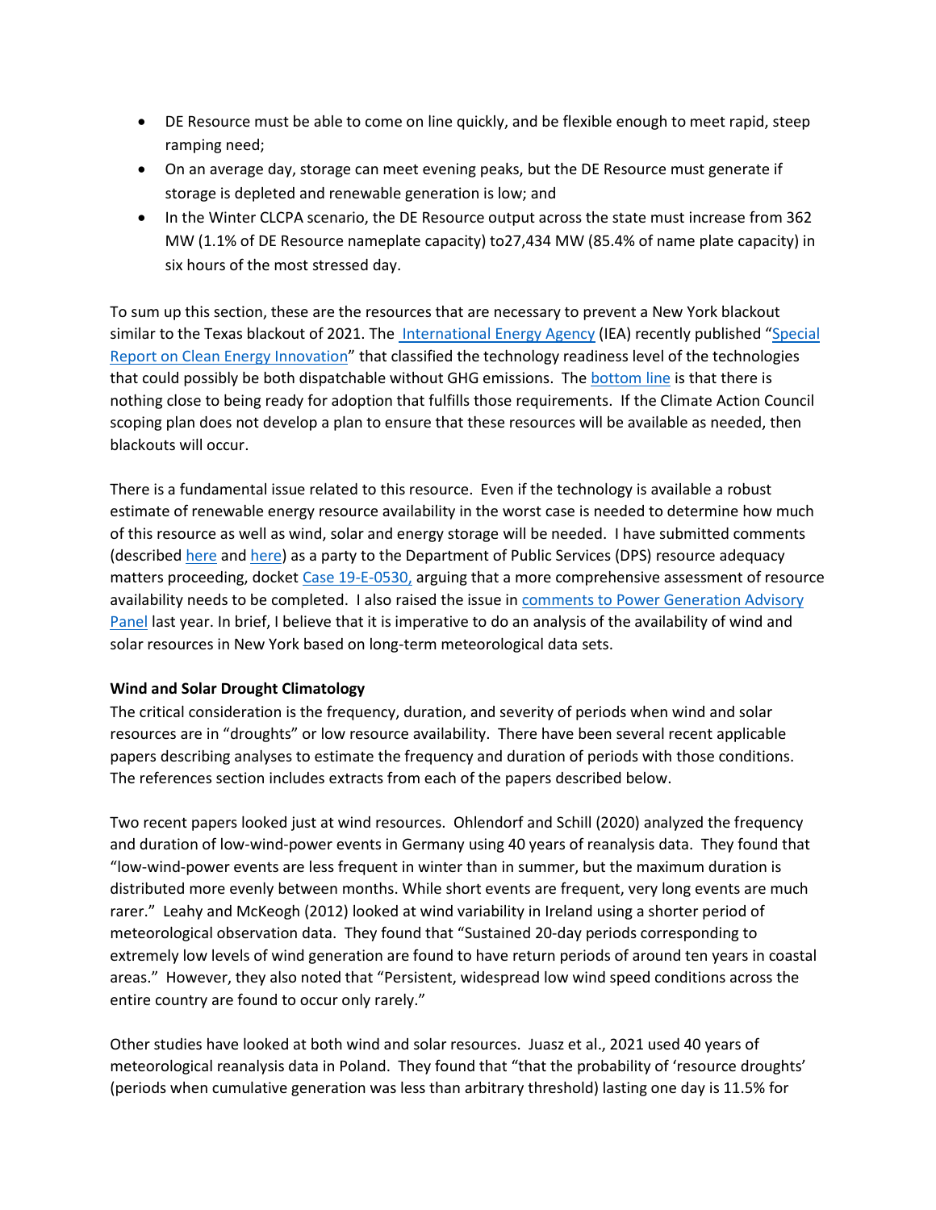- DE Resource must be able to come on line quickly, and be flexible enough to meet rapid, steep ramping need;
- On an average day, storage can meet evening peaks, but the DE Resource must generate if storage is depleted and renewable generation is low; and
- In the Winter CLCPA scenario, the DE Resource output across the state must increase from 362 MW (1.1% of DE Resource nameplate capacity) to27,434 MW (85.4% of name plate capacity) in six hours of the most stressed day.

To sum up this section, these are the resources that are necessary to prevent a New York blackout similar to the Texas blackout of 2021. The International Energy Agency (IEA) recently published "Special Report on Clean Energy Innovation" that classified the technology readiness level of the technologies that could possibly be both dispatchable without GHG emissions. The bottom line is that there is nothing close to being ready for adoption that fulfills those requirements. If the Climate Action Council scoping plan does not develop a plan to ensure that these resources will be available as needed, then blackouts will occur.

There is a fundamental issue related to this resource. Even if the technology is available a robust estimate of renewable energy resource availability in the worst case is needed to determine how much of this resource as well as wind, solar and energy storage will be needed. I have submitted comments (described here and here) as a party to the Department of Public Services (DPS) resource adequacy matters proceeding, docket Case 19-E-0530, arguing that a more comprehensive assessment of resource availability needs to be completed. I also raised the issue in comments to Power Generation Advisory Panel last year. In brief, I believe that it is imperative to do an analysis of the availability of wind and solar resources in New York based on long-term meteorological data sets.

**Wind and Solar Drought Climatology**

The critical consideration is the frequency, duration, and severity of periods when wind and solar resources are in "droughts" or low resource availability. There have been several recent applicable papers describing analyses to estimate the frequency and duration of periods with those conditions. The references section includes extracts from each of the papers described below.

Two recent papers looked just at wind resources. Ohlendorf and Schill (2020) analyzed the frequency and duration of low-wind-power events in Germany using 40 years of reanalysis data. They found that "low-wind-power events are less frequent in winter than in summer, but the maximum duration is distributed more evenly between months. While short events are frequent, very long events are much rarer." Leahy and McKeogh (2012) looked at wind variability in Ireland using a shorter period of meteorological observation data. They found that "Sustained 20-day periods corresponding to extremely low levels of wind generation are found to have return periods of around ten years in coastal areas." However, they also noted that "Persistent, widespread low wind speed conditions across the entire country are found to occur only rarely."

Other studies have looked at both wind and solar resources. Juasz et al., 2021 used 40 years of meteorological reanalysis data in Poland. They found that "that the probability of 'resource droughts' (periods when cumulative generation was less than arbitrary threshold) lasting one day is 11.5% for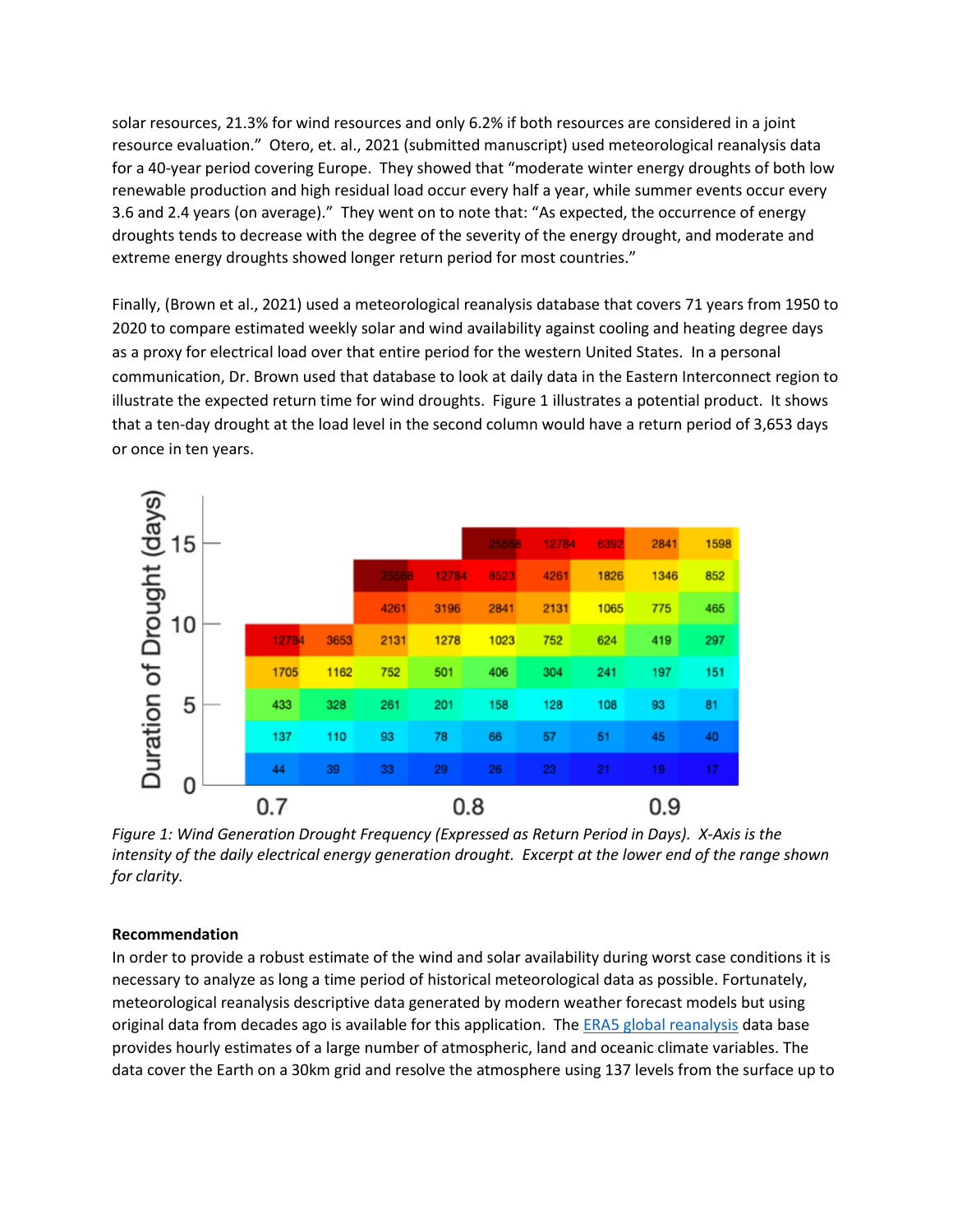solar resources, 21.3% for wind resources and only 6.2% if both resources are considered in a joint resource evaluation." Otero, et. al., 2021 (submitted manuscript) used meteorological reanalysis data for a 40-year period covering Europe. They showed that "moderate winter energy droughts of both low renewable production and high residual load occur every half a year, while summer events occur every 3.6 and 2.4 years (on average)." They went on to note that: "As expected, the occurrence of energy droughts tends to decrease with the degree of the severity of the energy drought, and moderate and extreme energy droughts showed longer return period for most countries."

Finally, (Brown et al., 2021) used a meteorological reanalysis database that covers 71 years from 1950 to 2020 to compare estimated weekly solar and wind availability against cooling and heating degree days as a proxy for electrical load over that entire period for the western United States. In a personal communication, Dr. Brown used that database to look at daily data in the Eastern Interconnect region to illustrate the expected return time for wind droughts. Figure 1 illustrates a potential product. It shows that a ten-day drought at the load level in the second column would have a return period of 3,653 days or once in ten years.

Duration of Drought (days) (y-axis: 0, 5, 10, 15); x-axis: 0.7, 0.8, 0.9

| | | | | | | | | |
|---|---|---|---|---|---|---|---|---|
| | | | 25568 | 12784 | 6392 | 2841 | 1598 | |
| | | 25568 | 12784 | 8523 | 4261 | 1826 | 1346 | 852 |
| | | 4261 | 3196 | 2841 | 2131 | 1065 | 775 | 465 |
| 12784 | 3653 | 2131 | 1278 | 1023 | 752 | 624 | 419 | 297 |
| 1705 | 1162 | 752 | 501 | 406 | 304 | 241 | 197 | 151 |
| 433 | 328 | 261 | 201 | 158 | 128 | 108 | 93 | 81 |
| 137 | 110 | 93 | 78 | 66 | 57 | 51 | 45 | 40 |
| 44 | 39 | 33 | 29 | 26 | 23 | 21 | 19 | 17 |

*Figure 1: Wind Generation Drought Frequency (Expressed as Return Period in Days). X-Axis is the intensity of the daily electrical energy generation drought. Excerpt at the lower end of the range shown for clarity.*

**Recommendation**

In order to provide a robust estimate of the wind and solar availability during worst case conditions it is necessary to analyze as long a time period of historical meteorological data as possible. Fortunately, meteorological reanalysis descriptive data generated by modern weather forecast models but using original data from decades ago is available for this application. The ERA5 global reanalysis data base provides hourly estimates of a large number of atmospheric, land and oceanic climate variables. The data cover the Earth on a 30km grid and resolve the atmosphere using 137 levels from the surface up to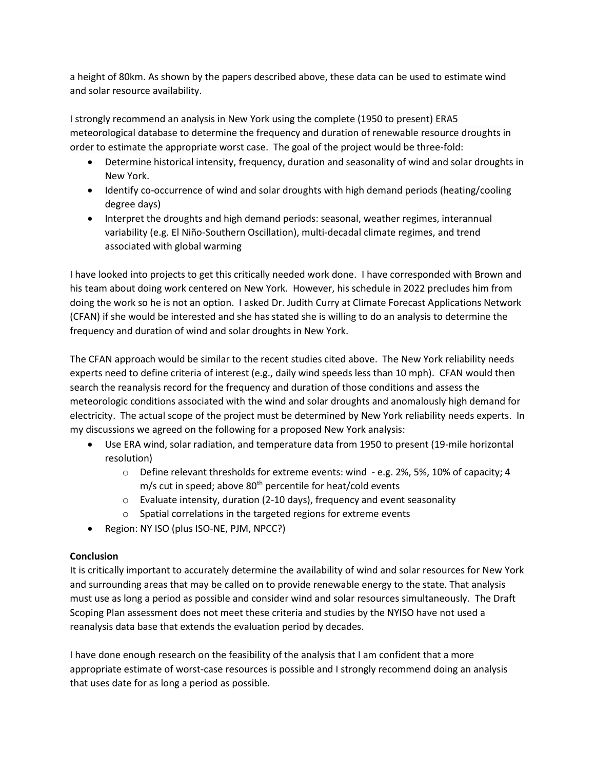a height of 80km. As shown by the papers described above, these data can be used to estimate wind and solar resource availability.

I strongly recommend an analysis in New York using the complete (1950 to present) ERA5 meteorological database to determine the frequency and duration of renewable resource droughts in order to estimate the appropriate worst case. The goal of the project would be three-fold:

- Determine historical intensity, frequency, duration and seasonality of wind and solar droughts in New York.
- Identify co-occurrence of wind and solar droughts with high demand periods (heating/cooling degree days)
- Interpret the droughts and high demand periods: seasonal, weather regimes, interannual variability (e.g. El Niño-Southern Oscillation), multi-decadal climate regimes, and trend associated with global warming

I have looked into projects to get this critically needed work done. I have corresponded with Brown and his team about doing work centered on New York. However, his schedule in 2022 precludes him from doing the work so he is not an option. I asked Dr. Judith Curry at Climate Forecast Applications Network (CFAN) if she would be interested and she has stated she is willing to do an analysis to determine the frequency and duration of wind and solar droughts in New York.

The CFAN approach would be similar to the recent studies cited above. The New York reliability needs experts need to define criteria of interest (e.g., daily wind speeds less than 10 mph). CFAN would then search the reanalysis record for the frequency and duration of those conditions and assess the meteorologic conditions associated with the wind and solar droughts and anomalously high demand for electricity. The actual scope of the project must be determined by New York reliability needs experts. In my discussions we agreed on the following for a proposed New York analysis:

- Use ERA wind, solar radiation, and temperature data from 1950 to present (19-mile horizontal resolution)
  - Define relevant thresholds for extreme events: wind - e.g. 2%, 5%, 10% of capacity; 4 m/s cut in speed; above 80$^{th}$ percentile for heat/cold events
  - Evaluate intensity, duration (2-10 days), frequency and event seasonality
  - Spatial correlations in the targeted regions for extreme events
- Region: NY ISO (plus ISO-NE, PJM, NPCC?)

**Conclusion**

It is critically important to accurately determine the availability of wind and solar resources for New York and surrounding areas that may be called on to provide renewable energy to the state. That analysis must use as long a period as possible and consider wind and solar resources simultaneously. The Draft Scoping Plan assessment does not meet these criteria and studies by the NYISO have not used a reanalysis data base that extends the evaluation period by decades.

I have done enough research on the feasibility of the analysis that I am confident that a more appropriate estimate of worst-case resources is possible and I strongly recommend doing an analysis that uses date for as long a period as possible.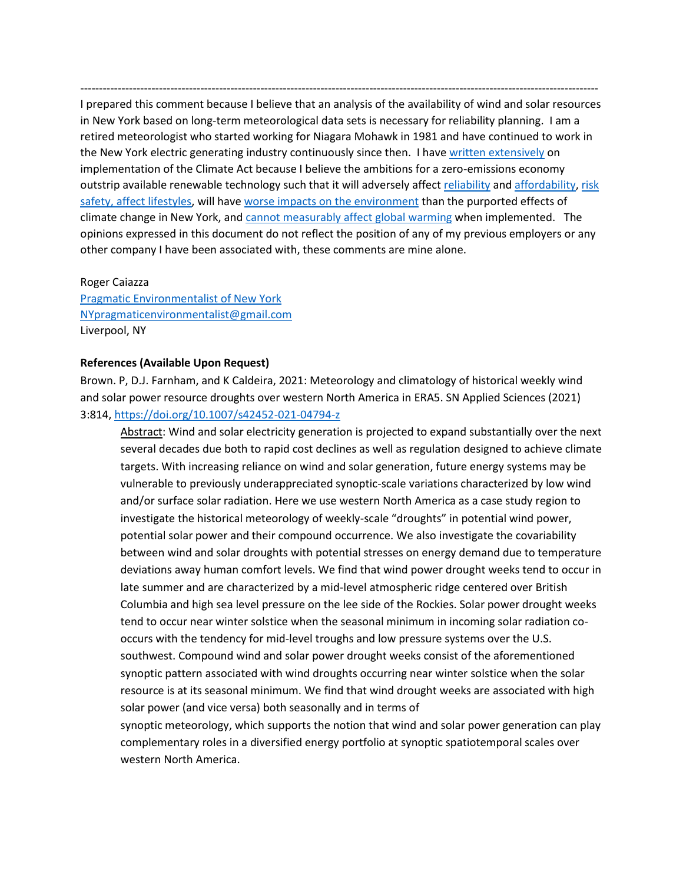---

I prepared this comment because I believe that an analysis of the availability of wind and solar resources in New York based on long-term meteorological data sets is necessary for reliability planning. I am a retired meteorologist who started working for Niagara Mohawk in 1981 and have continued to work in the New York electric generating industry continuously since then. I have written extensively on implementation of the Climate Act because I believe the ambitions for a zero-emissions economy outstrip available renewable technology such that it will adversely affect reliability and affordability, risk safety, affect lifestyles, will have worse impacts on the environment than the purported effects of climate change in New York, and cannot measurably affect global warming when implemented. The opinions expressed in this document do not reflect the position of any of my previous employers or any other company I have been associated with, these comments are mine alone.

Roger Caiazza
Pragmatic Environmentalist of New York
NYpragmaticenvironmentalist@gmail.com
Liverpool, NY

**References (Available Upon Request)**

Brown. P, D.J. Farnham, and K Caldeira, 2021: Meteorology and climatology of historical weekly wind and solar power resource droughts over western North America in ERA5. SN Applied Sciences (2021) 3:814, https://doi.org/10.1007/s42452-021-04794-z

> Abstract: Wind and solar electricity generation is projected to expand substantially over the next several decades due both to rapid cost declines as well as regulation designed to achieve climate targets. With increasing reliance on wind and solar generation, future energy systems may be vulnerable to previously underappreciated synoptic-scale variations characterized by low wind and/or surface solar radiation. Here we use western North America as a case study region to investigate the historical meteorology of weekly-scale "droughts" in potential wind power, potential solar power and their compound occurrence. We also investigate the covariability between wind and solar droughts with potential stresses on energy demand due to temperature deviations away human comfort levels. We find that wind power drought weeks tend to occur in late summer and are characterized by a mid-level atmospheric ridge centered over British Columbia and high sea level pressure on the lee side of the Rockies. Solar power drought weeks tend to occur near winter solstice when the seasonal minimum in incoming solar radiation co-occurs with the tendency for mid-level troughs and low pressure systems over the U.S. southwest. Compound wind and solar power drought weeks consist of the aforementioned synoptic pattern associated with wind droughts occurring near winter solstice when the solar resource is at its seasonal minimum. We find that wind drought weeks are associated with high solar power (and vice versa) both seasonally and in terms of synoptic meteorology, which supports the notion that wind and solar power generation can play complementary roles in a diversified energy portfolio at synoptic spatiotemporal scales over western North America.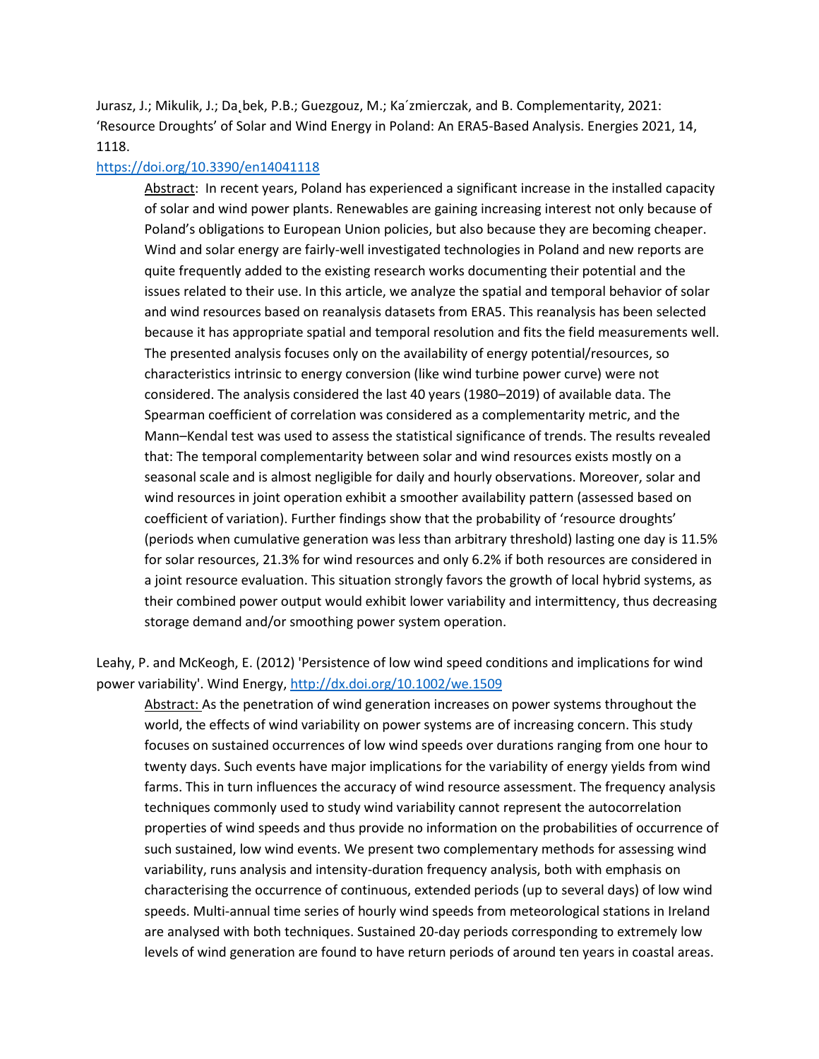Jurasz, J.; Mikulik, J.; Da˛bek, P.B.; Guezgouz, M.; Ka´zmierczak, and B. Complementarity, 2021: 'Resource Droughts' of Solar and Wind Energy in Poland: An ERA5-Based Analysis. Energies 2021, 14, 1118.

https://doi.org/10.3390/en14041118

> Abstract: In recent years, Poland has experienced a significant increase in the installed capacity of solar and wind power plants. Renewables are gaining increasing interest not only because of Poland's obligations to European Union policies, but also because they are becoming cheaper. Wind and solar energy are fairly-well investigated technologies in Poland and new reports are quite frequently added to the existing research works documenting their potential and the issues related to their use. In this article, we analyze the spatial and temporal behavior of solar and wind resources based on reanalysis datasets from ERA5. This reanalysis has been selected because it has appropriate spatial and temporal resolution and fits the field measurements well. The presented analysis focuses only on the availability of energy potential/resources, so characteristics intrinsic to energy conversion (like wind turbine power curve) were not considered. The analysis considered the last 40 years (1980–2019) of available data. The Spearman coefficient of correlation was considered as a complementarity metric, and the Mann–Kendal test was used to assess the statistical significance of trends. The results revealed that: The temporal complementarity between solar and wind resources exists mostly on a seasonal scale and is almost negligible for daily and hourly observations. Moreover, solar and wind resources in joint operation exhibit a smoother availability pattern (assessed based on coefficient of variation). Further findings show that the probability of 'resource droughts' (periods when cumulative generation was less than arbitrary threshold) lasting one day is 11.5% for solar resources, 21.3% for wind resources and only 6.2% if both resources are considered in a joint resource evaluation. This situation strongly favors the growth of local hybrid systems, as their combined power output would exhibit lower variability and intermittency, thus decreasing storage demand and/or smoothing power system operation.

Leahy, P. and McKeogh, E. (2012) 'Persistence of low wind speed conditions and implications for wind power variability'. Wind Energy, http://dx.doi.org/10.1002/we.1509

> Abstract: As the penetration of wind generation increases on power systems throughout the world, the effects of wind variability on power systems are of increasing concern. This study focuses on sustained occurrences of low wind speeds over durations ranging from one hour to twenty days. Such events have major implications for the variability of energy yields from wind farms. This in turn influences the accuracy of wind resource assessment. The frequency analysis techniques commonly used to study wind variability cannot represent the autocorrelation properties of wind speeds and thus provide no information on the probabilities of occurrence of such sustained, low wind events. We present two complementary methods for assessing wind variability, runs analysis and intensity-duration frequency analysis, both with emphasis on characterising the occurrence of continuous, extended periods (up to several days) of low wind speeds. Multi-annual time series of hourly wind speeds from meteorological stations in Ireland are analysed with both techniques. Sustained 20-day periods corresponding to extremely low levels of wind generation are found to have return periods of around ten years in coastal areas.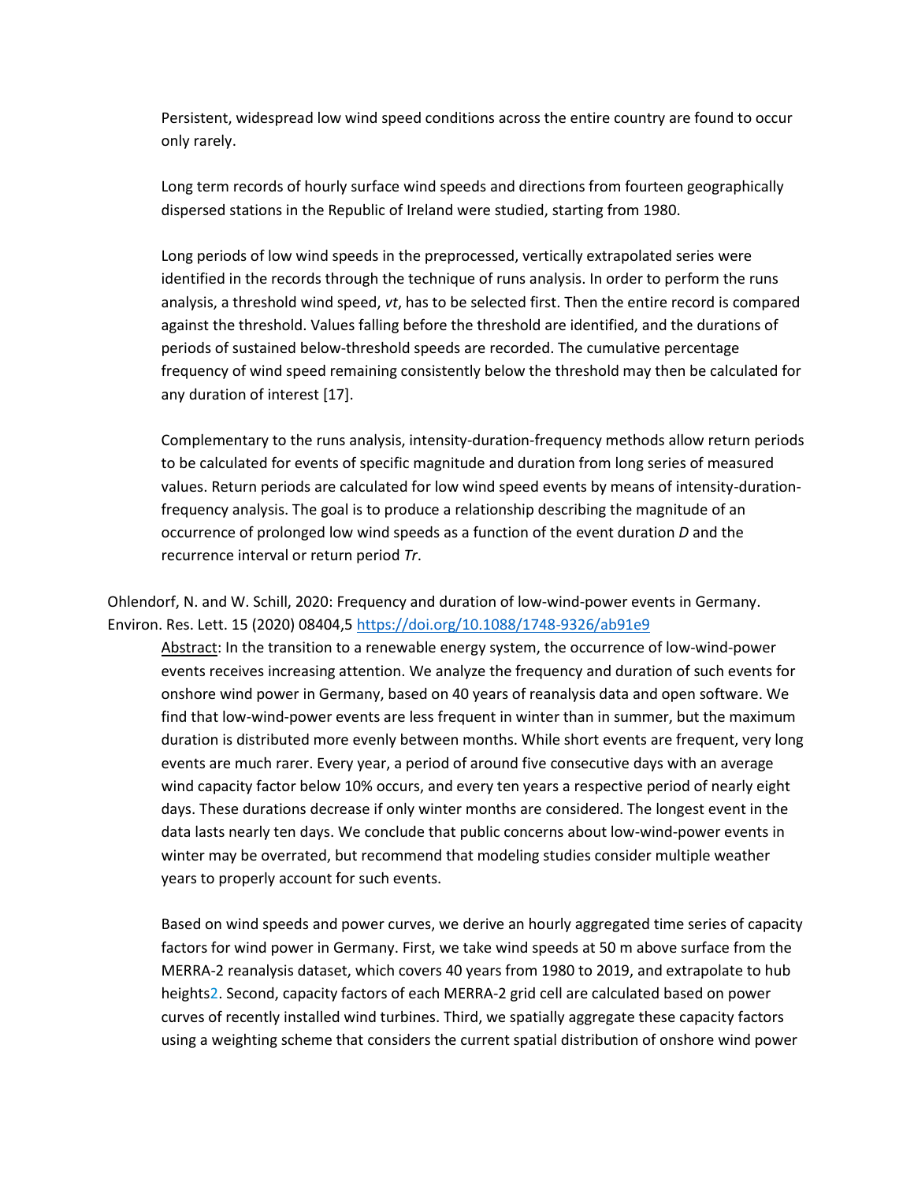Persistent, widespread low wind speed conditions across the entire country are found to occur only rarely.

Long term records of hourly surface wind speeds and directions from fourteen geographically dispersed stations in the Republic of Ireland were studied, starting from 1980.

Long periods of low wind speeds in the preprocessed, vertically extrapolated series were identified in the records through the technique of runs analysis. In order to perform the runs analysis, a threshold wind speed, *vt*, has to be selected first. Then the entire record is compared against the threshold. Values falling before the threshold are identified, and the durations of periods of sustained below-threshold speeds are recorded. The cumulative percentage frequency of wind speed remaining consistently below the threshold may then be calculated for any duration of interest [17].

Complementary to the runs analysis, intensity-duration-frequency methods allow return periods to be calculated for events of specific magnitude and duration from long series of measured values. Return periods are calculated for low wind speed events by means of intensity-duration-frequency analysis. The goal is to produce a relationship describing the magnitude of an occurrence of prolonged low wind speeds as a function of the event duration *D* and the recurrence interval or return period *Tr*.

Ohlendorf, N. and W. Schill, 2020: Frequency and duration of low-wind-power events in Germany. Environ. Res. Lett. 15 (2020) 08404,5 https://doi.org/10.1088/1748-9326/ab91e9

Abstract: In the transition to a renewable energy system, the occurrence of low-wind-power events receives increasing attention. We analyze the frequency and duration of such events for onshore wind power in Germany, based on 40 years of reanalysis data and open software. We find that low-wind-power events are less frequent in winter than in summer, but the maximum duration is distributed more evenly between months. While short events are frequent, very long events are much rarer. Every year, a period of around five consecutive days with an average wind capacity factor below 10% occurs, and every ten years a respective period of nearly eight days. These durations decrease if only winter months are considered. The longest event in the data lasts nearly ten days. We conclude that public concerns about low-wind-power events in winter may be overrated, but recommend that modeling studies consider multiple weather years to properly account for such events.

Based on wind speeds and power curves, we derive an hourly aggregated time series of capacity factors for wind power in Germany. First, we take wind speeds at 50 m above surface from the MERRA-2 reanalysis dataset, which covers 40 years from 1980 to 2019, and extrapolate to hub heights[2]. Second, capacity factors of each MERRA-2 grid cell are calculated based on power curves of recently installed wind turbines. Third, we spatially aggregate these capacity factors using a weighting scheme that considers the current spatial distribution of onshore wind power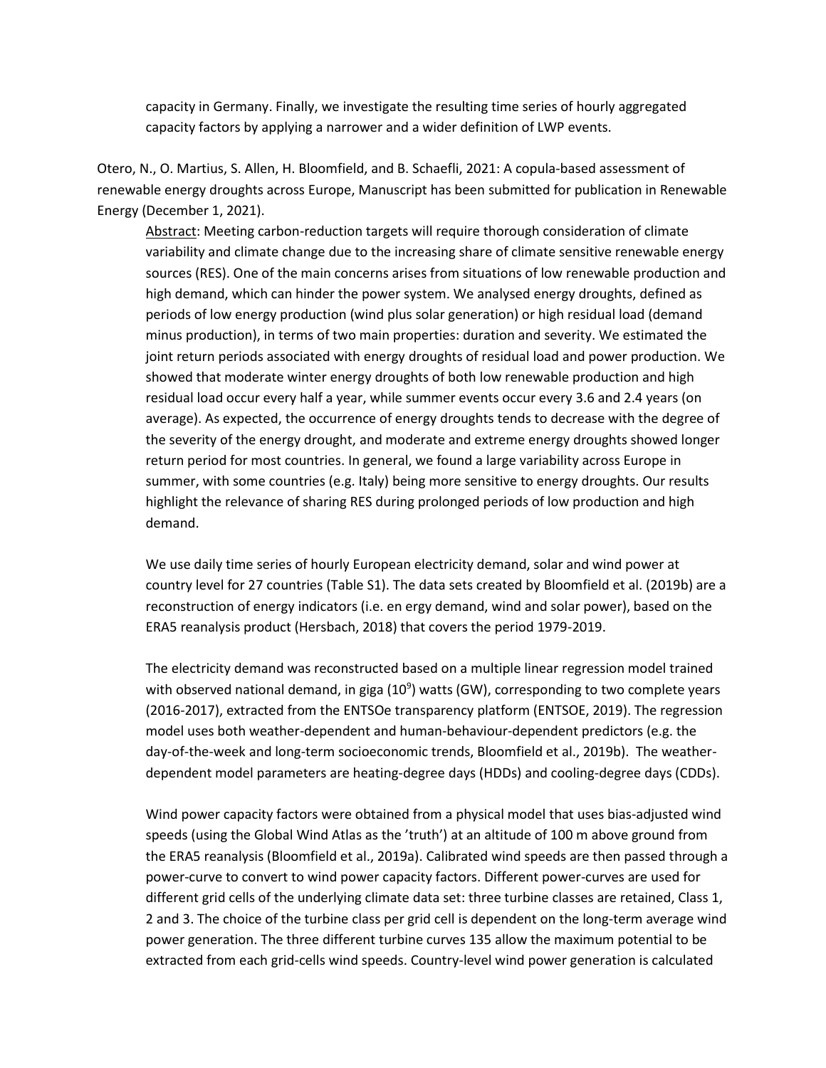capacity in Germany. Finally, we investigate the resulting time series of hourly aggregated capacity factors by applying a narrower and a wider definition of LWP events.

Otero, N., O. Martius, S. Allen, H. Bloomfield, and B. Schaefli, 2021: A copula-based assessment of renewable energy droughts across Europe, Manuscript has been submitted for publication in Renewable Energy (December 1, 2021).

Abstract: Meeting carbon-reduction targets will require thorough consideration of climate variability and climate change due to the increasing share of climate sensitive renewable energy sources (RES). One of the main concerns arises from situations of low renewable production and high demand, which can hinder the power system. We analysed energy droughts, defined as periods of low energy production (wind plus solar generation) or high residual load (demand minus production), in terms of two main properties: duration and severity. We estimated the joint return periods associated with energy droughts of residual load and power production. We showed that moderate winter energy droughts of both low renewable production and high residual load occur every half a year, while summer events occur every 3.6 and 2.4 years (on average). As expected, the occurrence of energy droughts tends to decrease with the degree of the severity of the energy drought, and moderate and extreme energy droughts showed longer return period for most countries. In general, we found a large variability across Europe in summer, with some countries (e.g. Italy) being more sensitive to energy droughts. Our results highlight the relevance of sharing RES during prolonged periods of low production and high demand.

We use daily time series of hourly European electricity demand, solar and wind power at country level for 27 countries (Table S1). The data sets created by Bloomfield et al. (2019b) are a reconstruction of energy indicators (i.e. en ergy demand, wind and solar power), based on the ERA5 reanalysis product (Hersbach, 2018) that covers the period 1979-2019.

The electricity demand was reconstructed based on a multiple linear regression model trained with observed national demand, in giga ($10^9$) watts (GW), corresponding to two complete years (2016-2017), extracted from the ENTSOe transparency platform (ENTSOE, 2019). The regression model uses both weather-dependent and human-behaviour-dependent predictors (e.g. the day-of-the-week and long-term socioeconomic trends, Bloomfield et al., 2019b). The weather-dependent model parameters are heating-degree days (HDDs) and cooling-degree days (CDDs).

Wind power capacity factors were obtained from a physical model that uses bias-adjusted wind speeds (using the Global Wind Atlas as the 'truth') at an altitude of 100 m above ground from the ERA5 reanalysis (Bloomfield et al., 2019a). Calibrated wind speeds are then passed through a power-curve to convert to wind power capacity factors. Different power-curves are used for different grid cells of the underlying climate data set: three turbine classes are retained, Class 1, 2 and 3. The choice of the turbine class per grid cell is dependent on the long-term average wind power generation. The three different turbine curves 135 allow the maximum potential to be extracted from each grid-cells wind speeds. Country-level wind power generation is calculated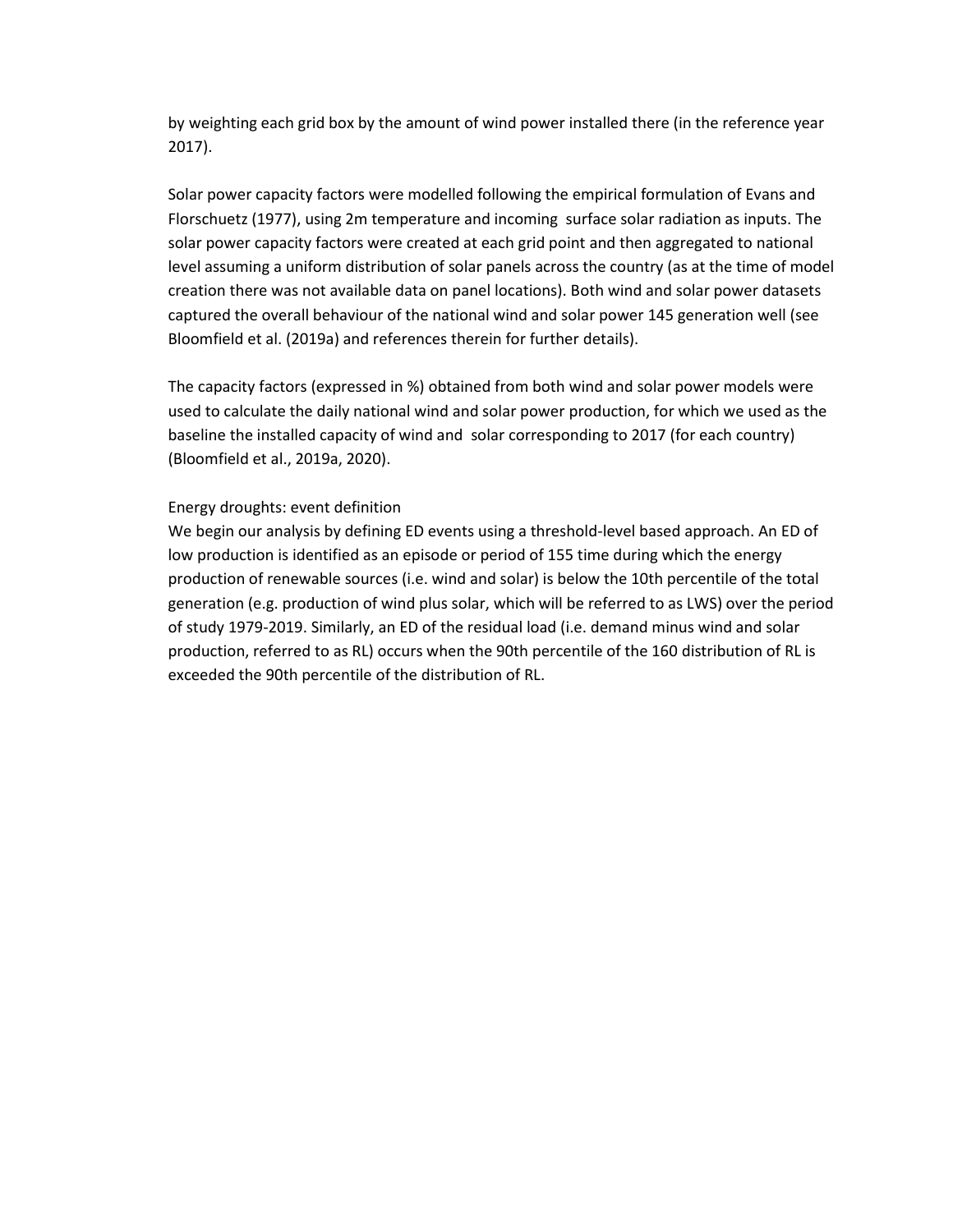by weighting each grid box by the amount of wind power installed there (in the reference year 2017).

Solar power capacity factors were modelled following the empirical formulation of Evans and Florschuetz (1977), using 2m temperature and incoming surface solar radiation as inputs. The solar power capacity factors were created at each grid point and then aggregated to national level assuming a uniform distribution of solar panels across the country (as at the time of model creation there was not available data on panel locations). Both wind and solar power datasets captured the overall behaviour of the national wind and solar power 145 generation well (see Bloomfield et al. (2019a) and references therein for further details).

The capacity factors (expressed in %) obtained from both wind and solar power models were used to calculate the daily national wind and solar power production, for which we used as the baseline the installed capacity of wind and solar corresponding to 2017 (for each country) (Bloomfield et al., 2019a, 2020).

Energy droughts: event definition

We begin our analysis by defining ED events using a threshold-level based approach. An ED of low production is identified as an episode or period of 155 time during which the energy production of renewable sources (i.e. wind and solar) is below the 10th percentile of the total generation (e.g. production of wind plus solar, which will be referred to as LWS) over the period of study 1979-2019. Similarly, an ED of the residual load (i.e. demand minus wind and solar production, referred to as RL) occurs when the 90th percentile of the 160 distribution of RL is exceeded the 90th percentile of the distribution of RL.